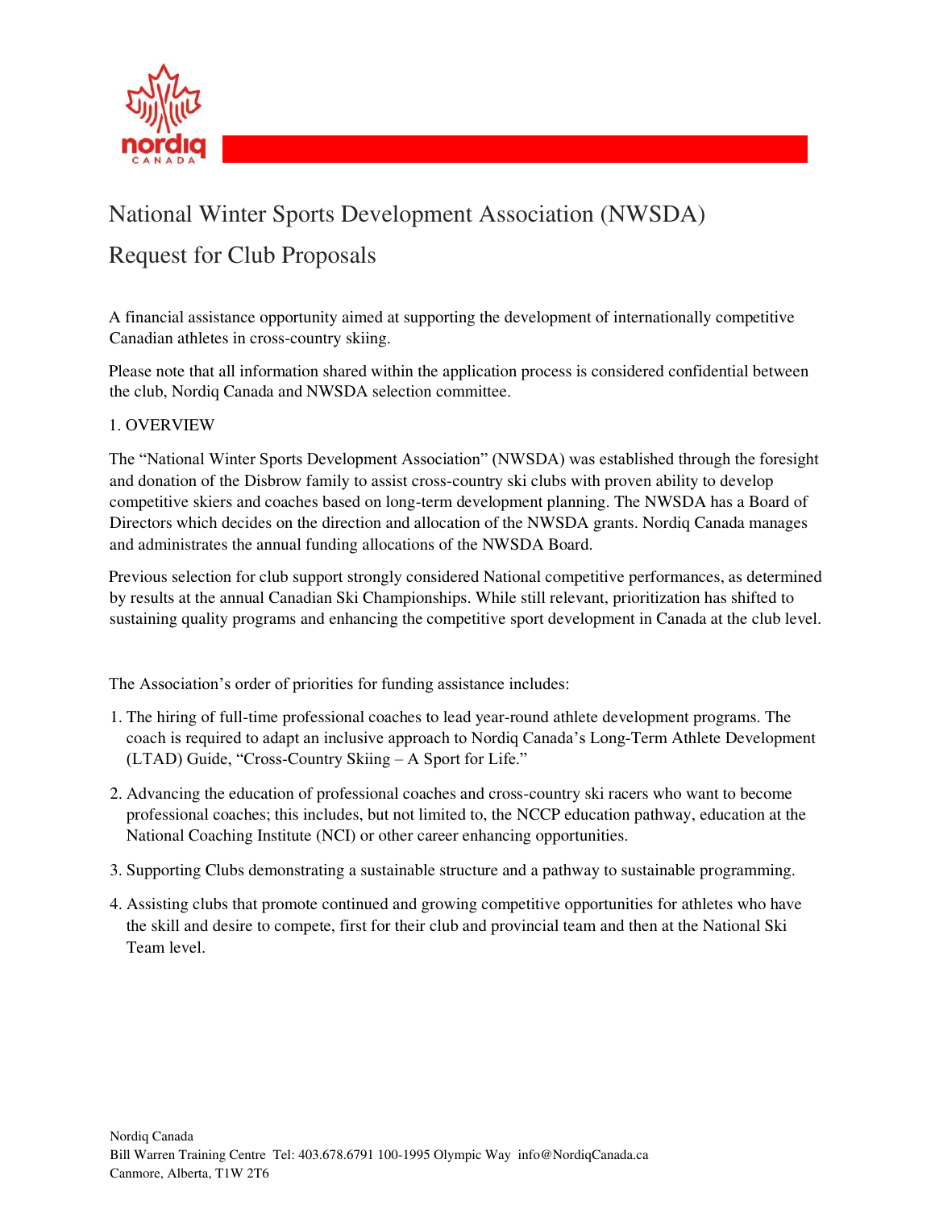# National Winter Sports Development Association (NWSDA)

## Request for Club Proposals

A financial assistance opportunity aimed at supporting the development of internationally competitive Canadian athletes in cross-country skiing.

Please note that all information shared within the application process is considered confidential between the club, Nordiq Canada and NWSDA selection committee.

### 1. OVERVIEW

The "National Winter Sports Development Association" (NWSDA) was established through the foresight and donation of the Disbrow family to assist cross-country ski clubs with proven ability to develop competitive skiers and coaches based on long-term development planning. The NWSDA has a Board of Directors which decides on the direction and allocation of the NWSDA grants. Nordiq Canada manages and administrates the annual funding allocations of the NWSDA Board.

Previous selection for club support strongly considered National competitive performances, as determined by results at the annual Canadian Ski Championships. While still relevant, prioritization has shifted to sustaining quality programs and enhancing the competitive sport development in Canada at the club level.

The Association's order of priorities for funding assistance includes:

1. The hiring of full-time professional coaches to lead year-round athlete development programs. The coach is required to adapt an inclusive approach to Nordiq Canada's Long-Term Athlete Development (LTAD) Guide, "Cross-Country Skiing – A Sport for Life."
2. Advancing the education of professional coaches and cross-country ski racers who want to become professional coaches; this includes, but not limited to, the NCCP education pathway, education at the National Coaching Institute (NCI) or other career enhancing opportunities.
3. Supporting Clubs demonstrating a sustainable structure and a pathway to sustainable programming.
4. Assisting clubs that promote continued and growing competitive opportunities for athletes who have the skill and desire to compete, first for their club and provincial team and then at the National Ski Team level.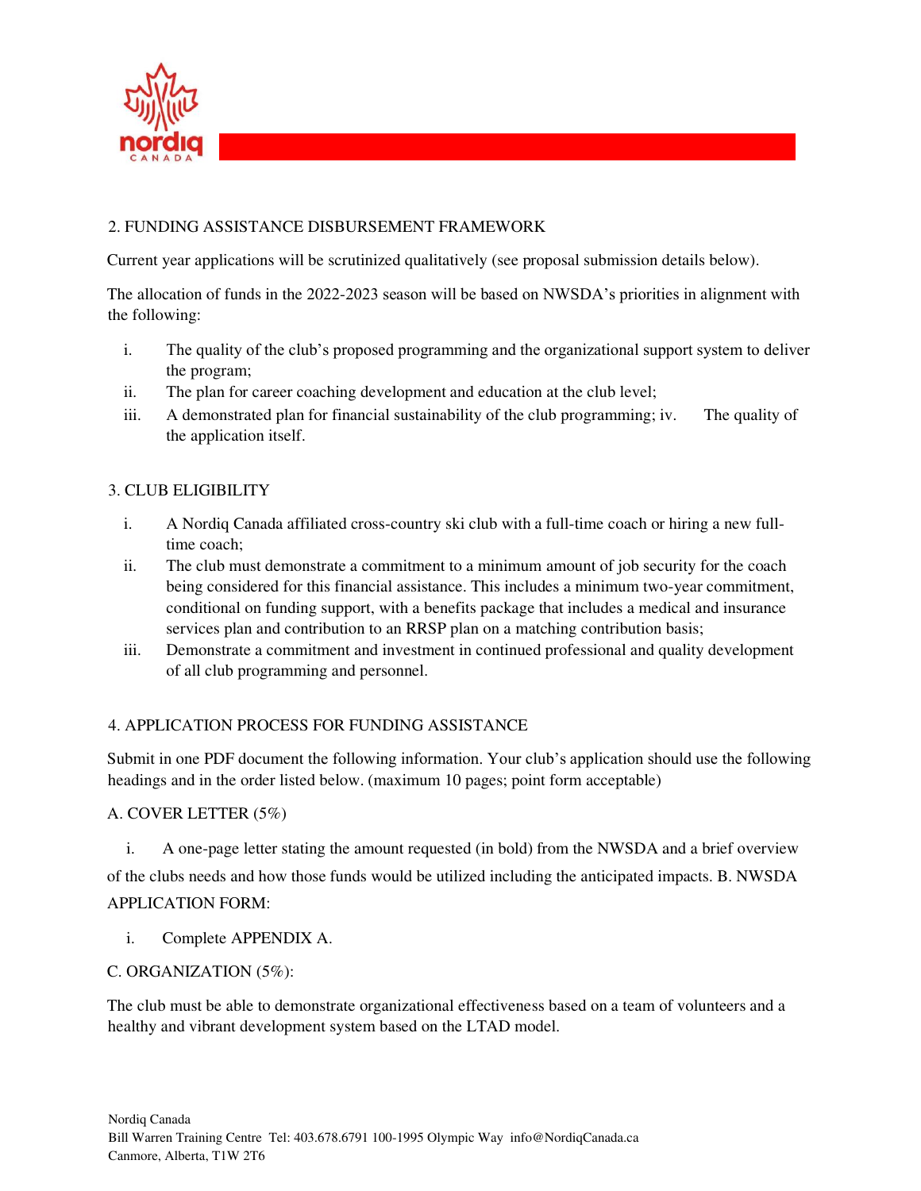## 2. FUNDING ASSISTANCE DISBURSEMENT FRAMEWORK

Current year applications will be scrutinized qualitatively (see proposal submission details below).

The allocation of funds in the 2022-2023 season will be based on NWSDA's priorities in alignment with the following:

i. The quality of the club's proposed programming and the organizational support system to deliver the program;
ii. The plan for career coaching development and education at the club level;
iii. A demonstrated plan for financial sustainability of the club programming;
iv. The quality of the application itself.

## 3. CLUB ELIGIBILITY

i. A Nordiq Canada affiliated cross-country ski club with a full-time coach or hiring a new full-time coach;
ii. The club must demonstrate a commitment to a minimum amount of job security for the coach being considered for this financial assistance. This includes a minimum two-year commitment, conditional on funding support, with a benefits package that includes a medical and insurance services plan and contribution to an RRSP plan on a matching contribution basis;
iii. Demonstrate a commitment and investment in continued professional and quality development of all club programming and personnel.

## 4. APPLICATION PROCESS FOR FUNDING ASSISTANCE

Submit in one PDF document the following information. Your club's application should use the following headings and in the order listed below. (maximum 10 pages; point form acceptable)

### A. COVER LETTER (5%)

i. A one-page letter stating the amount requested (in bold) from the NWSDA and a brief overview of the clubs needs and how those funds would be utilized including the anticipated impacts.

### B. NWSDA APPLICATION FORM:

i. Complete APPENDIX A.

### C. ORGANIZATION (5%):

The club must be able to demonstrate organizational effectiveness based on a team of volunteers and a healthy and vibrant development system based on the LTAD model.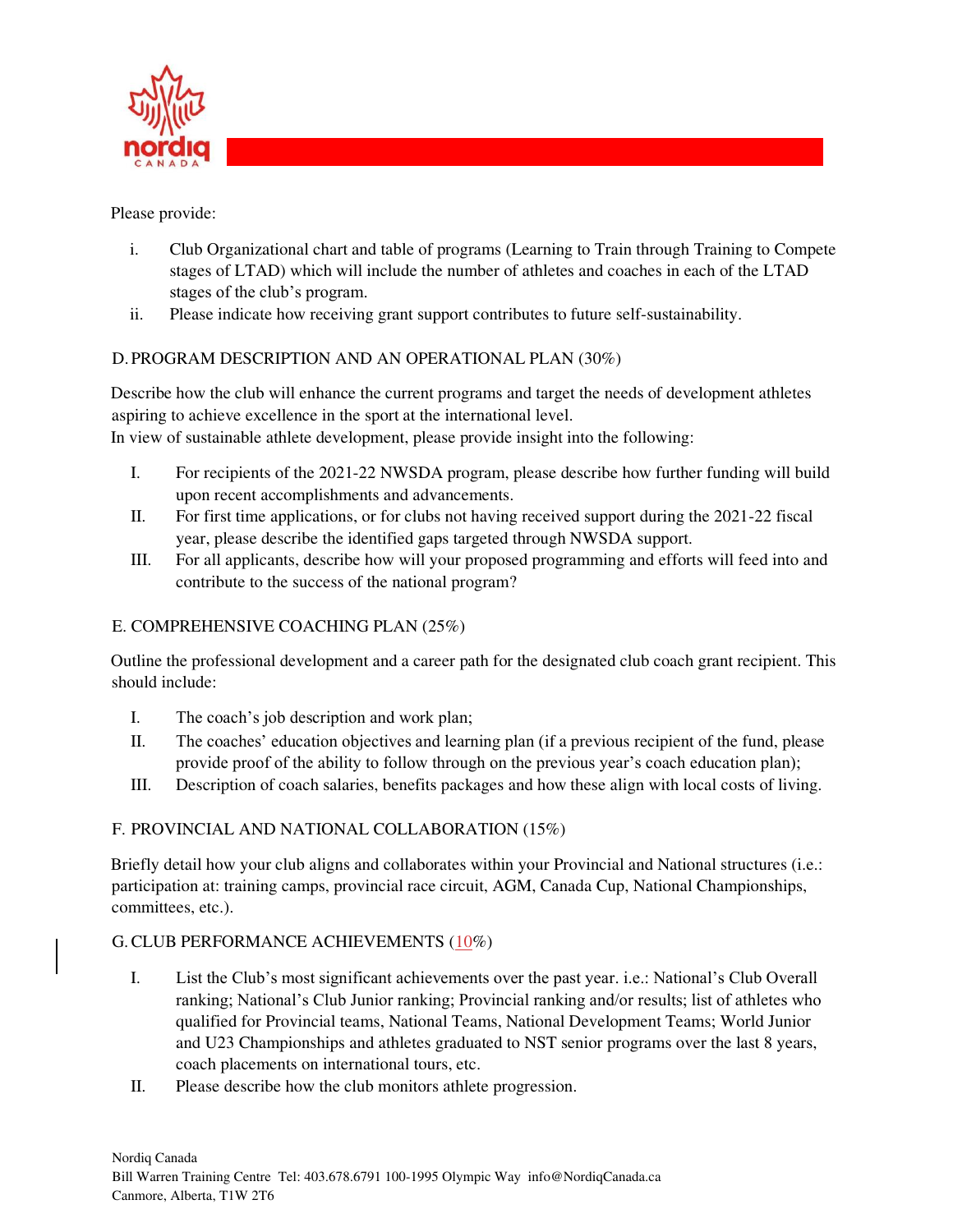Please provide:

i. Club Organizational chart and table of programs (Learning to Train through Training to Compete stages of LTAD) which will include the number of athletes and coaches in each of the LTAD stages of the club's program.
ii. Please indicate how receiving grant support contributes to future self-sustainability.

## D. PROGRAM DESCRIPTION AND AN OPERATIONAL PLAN (30%)

Describe how the club will enhance the current programs and target the needs of development athletes aspiring to achieve excellence in the sport at the international level.
In view of sustainable athlete development, please provide insight into the following:

I. For recipients of the 2021-22 NWSDA program, please describe how further funding will build upon recent accomplishments and advancements.
II. For first time applications, or for clubs not having received support during the 2021-22 fiscal year, please describe the identified gaps targeted through NWSDA support.
III. For all applicants, describe how will your proposed programming and efforts will feed into and contribute to the success of the national program?

## E. COMPREHENSIVE COACHING PLAN (25%)

Outline the professional development and a career path for the designated club coach grant recipient. This should include:

I. The coach's job description and work plan;
II. The coaches' education objectives and learning plan (if a previous recipient of the fund, please provide proof of the ability to follow through on the previous year's coach education plan);
III. Description of coach salaries, benefits packages and how these align with local costs of living.

## F. PROVINCIAL AND NATIONAL COLLABORATION (15%)

Briefly detail how your club aligns and collaborates within your Provincial and National structures (i.e.: participation at: training camps, provincial race circuit, AGM, Canada Cup, National Championships, committees, etc.).

## G. CLUB PERFORMANCE ACHIEVEMENTS (10%)

I. List the Club's most significant achievements over the past year. i.e.: National's Club Overall ranking; National's Club Junior ranking; Provincial ranking and/or results; list of athletes who qualified for Provincial teams, National Teams, National Development Teams; World Junior and U23 Championships and athletes graduated to NST senior programs over the last 8 years, coach placements on international tours, etc.
II. Please describe how the club monitors athlete progression.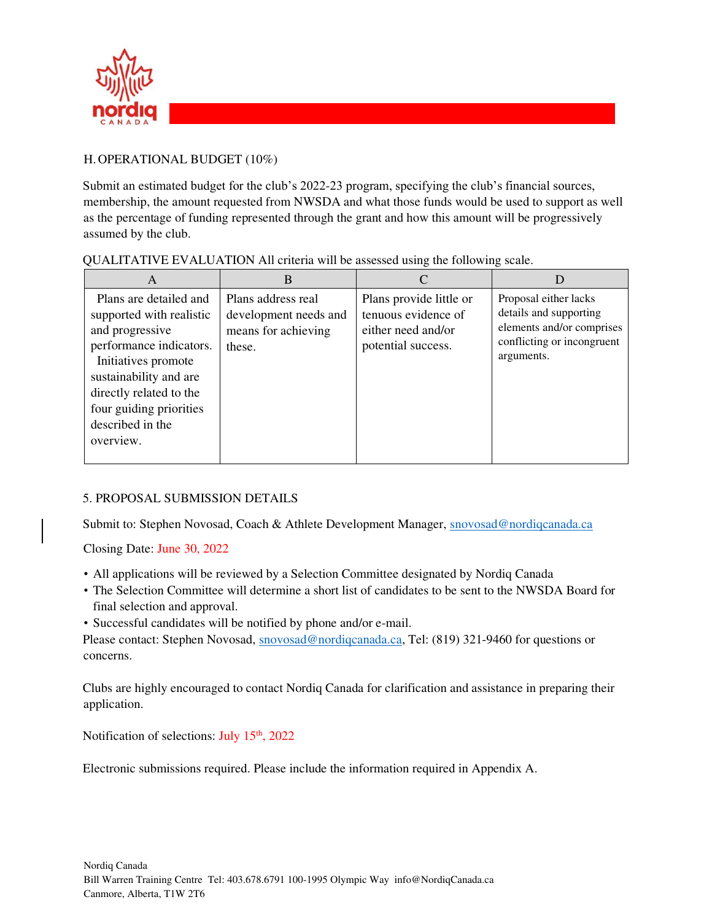## H. OPERATIONAL BUDGET (10%)

Submit an estimated budget for the club's 2022-23 program, specifying the club's financial sources, membership, the amount requested from NWSDA and what those funds would be used to support as well as the percentage of funding represented through the grant and how this amount will be progressively assumed by the club.

QUALITATIVE EVALUATION All criteria will be assessed using the following scale.

| A | B | C | D |
|---|---|---|---|
| Plans are detailed and supported with realistic and progressive performance indicators. Initiatives promote sustainability and are directly related to the four guiding priorities described in the overview. | Plans address real development needs and means for achieving these. | Plans provide little or tenuous evidence of either need and/or potential success. | Proposal either lacks details and supporting elements and/or comprises conflicting or incongruent arguments. |

## 5. PROPOSAL SUBMISSION DETAILS

Submit to: Stephen Novosad, Coach & Athlete Development Manager, snovosad@nordiqcanada.ca

Closing Date: June 30, 2022

- All applications will be reviewed by a Selection Committee designated by Nordiq Canada
- The Selection Committee will determine a short list of candidates to be sent to the NWSDA Board for final selection and approval.
- Successful candidates will be notified by phone and/or e-mail.

Please contact: Stephen Novosad, snovosad@nordiqcanada.ca, Tel: (819) 321-9460 for questions or concerns.

Clubs are highly encouraged to contact Nordiq Canada for clarification and assistance in preparing their application.

Notification of selections: July 15th, 2022

Electronic submissions required. Please include the information required in Appendix A.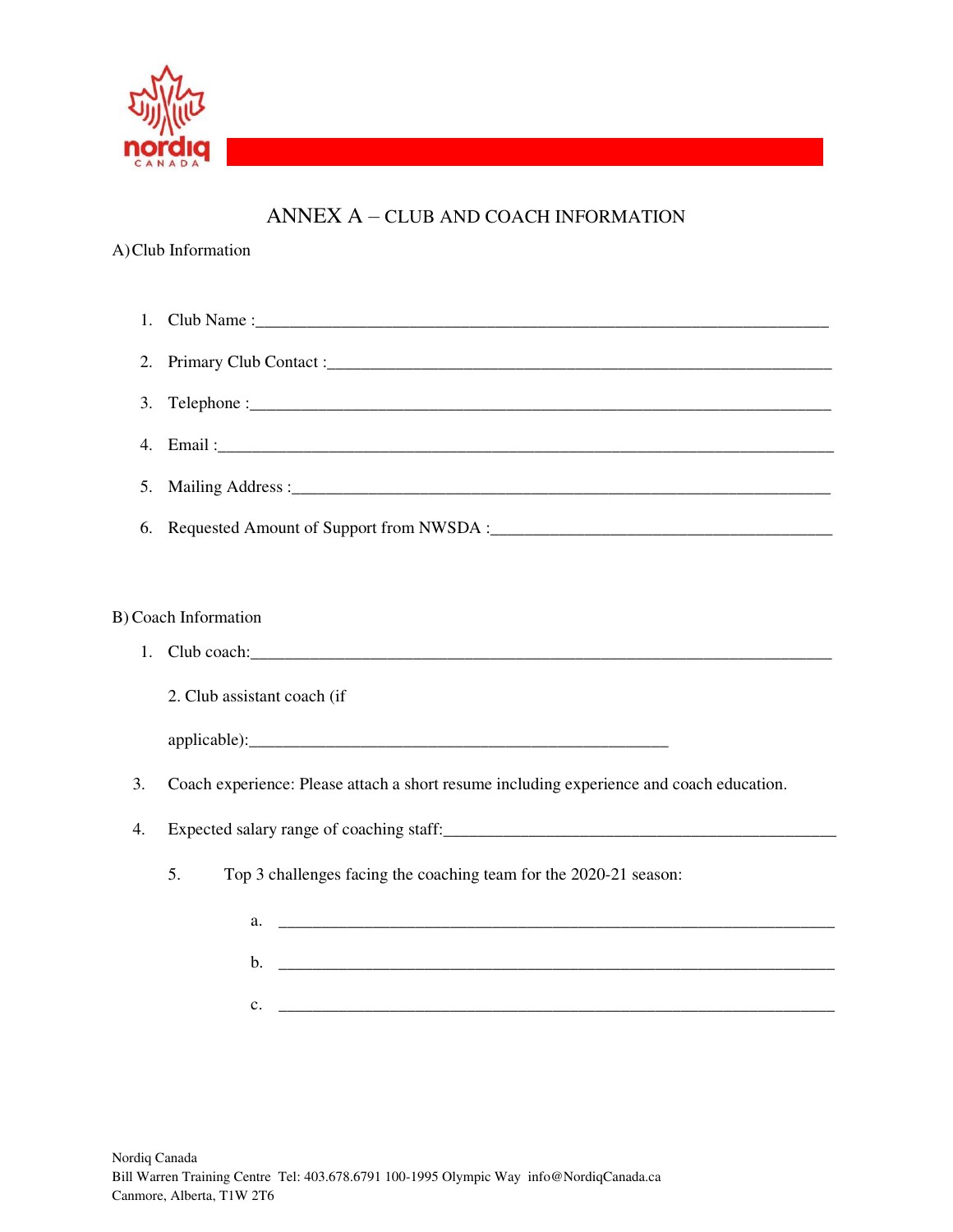# ANNEX A – CLUB AND COACH INFORMATION

A) Club Information

1. Club Name :\_\_\_\_\_\_\_\_\_\_\_\_\_\_\_\_\_\_\_\_\_\_\_\_\_\_\_\_\_\_\_\_\_\_\_\_\_\_\_\_\_\_\_\_\_\_\_\_\_\_\_\_\_\_\_\_\_\_\_\_\_\_\_\_\_\_
2. Primary Club Contact :\_\_\_\_\_\_\_\_\_\_\_\_\_\_\_\_\_\_\_\_\_\_\_\_\_\_\_\_\_\_\_\_\_\_\_\_\_\_\_\_\_\_\_\_\_\_\_\_\_\_\_\_\_\_\_\_\_\_\_\_
3. Telephone :\_\_\_\_\_\_\_\_\_\_\_\_\_\_\_\_\_\_\_\_\_\_\_\_\_\_\_\_\_\_\_\_\_\_\_\_\_\_\_\_\_\_\_\_\_\_\_\_\_\_\_\_\_\_\_\_\_\_\_\_\_\_\_\_\_\_\_
4. Email :\_\_\_\_\_\_\_\_\_\_\_\_\_\_\_\_\_\_\_\_\_\_\_\_\_\_\_\_\_\_\_\_\_\_\_\_\_\_\_\_\_\_\_\_\_\_\_\_\_\_\_\_\_\_\_\_\_\_\_\_\_\_\_\_\_\_\_\_\_\_\_
5. Mailing Address :\_\_\_\_\_\_\_\_\_\_\_\_\_\_\_\_\_\_\_\_\_\_\_\_\_\_\_\_\_\_\_\_\_\_\_\_\_\_\_\_\_\_\_\_\_\_\_\_\_\_\_\_\_\_\_\_\_\_\_\_\_\_
6. Requested Amount of Support from NWSDA :\_\_\_\_\_\_\_\_\_\_\_\_\_\_\_\_\_\_\_\_\_\_\_\_\_\_\_\_\_\_\_\_\_\_\_\_\_\_\_\_

B) Coach Information

1. Club coach:\_\_\_\_\_\_\_\_\_\_\_\_\_\_\_\_\_\_\_\_\_\_\_\_\_\_\_\_\_\_\_\_\_\_\_\_\_\_\_\_\_\_\_\_\_\_\_\_\_\_\_\_\_\_\_\_\_\_\_\_\_\_\_\_\_\_\_
2. Club assistant coach (if applicable):\_\_\_\_\_\_\_\_\_\_\_\_\_\_\_\_\_\_\_\_\_\_\_\_\_\_\_\_\_\_\_\_\_\_\_\_\_\_\_\_\_\_\_\_\_\_\_\_\_\_
3. Coach experience: Please attach a short resume including experience and coach education.
4. Expected salary range of coaching staff:\_\_\_\_\_\_\_\_\_\_\_\_\_\_\_\_\_\_\_\_\_\_\_\_\_\_\_\_\_\_\_\_\_\_\_\_\_\_\_\_\_\_\_\_\_\_
5. Top 3 challenges facing the coaching team for the 2020-21 season:
   a. \_\_\_\_\_\_\_\_\_\_\_\_\_\_\_\_\_\_\_\_\_\_\_\_\_\_\_\_\_\_\_\_\_\_\_\_\_\_\_\_\_\_\_\_\_\_\_\_\_\_\_\_\_\_\_\_\_\_\_\_\_\_\_\_
   b. \_\_\_\_\_\_\_\_\_\_\_\_\_\_\_\_\_\_\_\_\_\_\_\_\_\_\_\_\_\_\_\_\_\_\_\_\_\_\_\_\_\_\_\_\_\_\_\_\_\_\_\_\_\_\_\_\_\_\_\_\_\_\_\_
   c. \_\_\_\_\_\_\_\_\_\_\_\_\_\_\_\_\_\_\_\_\_\_\_\_\_\_\_\_\_\_\_\_\_\_\_\_\_\_\_\_\_\_\_\_\_\_\_\_\_\_\_\_\_\_\_\_\_\_\_\_\_\_\_\_